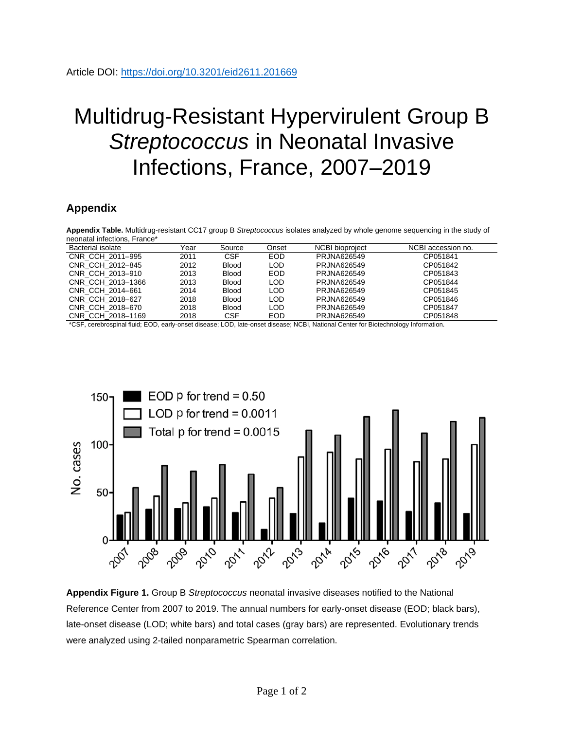Article DOI: https://doi.org/10.3201/eid2611.201669

# Multidrug-Resistant Hypervirulent Group B *Streptococcus* in Neonatal Invasive Infections, France, 2007–2019

## Appendix

**Appendix Table.** Multidrug-resistant CC17 group B *Streptococcus* isolates analyzed by whole genome sequencing in the study of neonatal infections, France*

| Bacterial isolate | Year | Source | Onset | NCBI bioproject | NCBI accession no. |
|---|---|---|---|---|---|
| CNR_CCH_2011–995 | 2011 | CSF | EOD | PRJNA626549 | CP051841 |
| CNR_CCH_2012–845 | 2012 | Blood | LOD | PRJNA626549 | CP051842 |
| CNR_CCH_2013–910 | 2013 | Blood | EOD | PRJNA626549 | CP051843 |
| CNR_CCH_2013–1366 | 2013 | Blood | LOD | PRJNA626549 | CP051844 |
| CNR_CCH_2014–661 | 2014 | Blood | LOD | PRJNA626549 | CP051845 |
| CNR_CCH_2018–627 | 2018 | Blood | LOD | PRJNA626549 | CP051846 |
| CNR_CCH_2018–670 | 2018 | Blood | LOD | PRJNA626549 | CP051847 |
| CNR_CCH_2018–1169 | 2018 | CSF | EOD | PRJNA626549 | CP051848 |

*CSF, cerebrospinal fluid; EOD, early-onset disease; LOD, late-onset disease; NCBI, National Center for Biotechnology Information.

**Appendix Figure 1.** Group B *Streptococcus* neonatal invasive diseases notified to the National Reference Center from 2007 to 2019. The annual numbers for early-onset disease (EOD; black bars), late-onset disease (LOD; white bars) and total cases (gray bars) are represented. Evolutionary trends were analyzed using 2-tailed nonparametric Spearman correlation.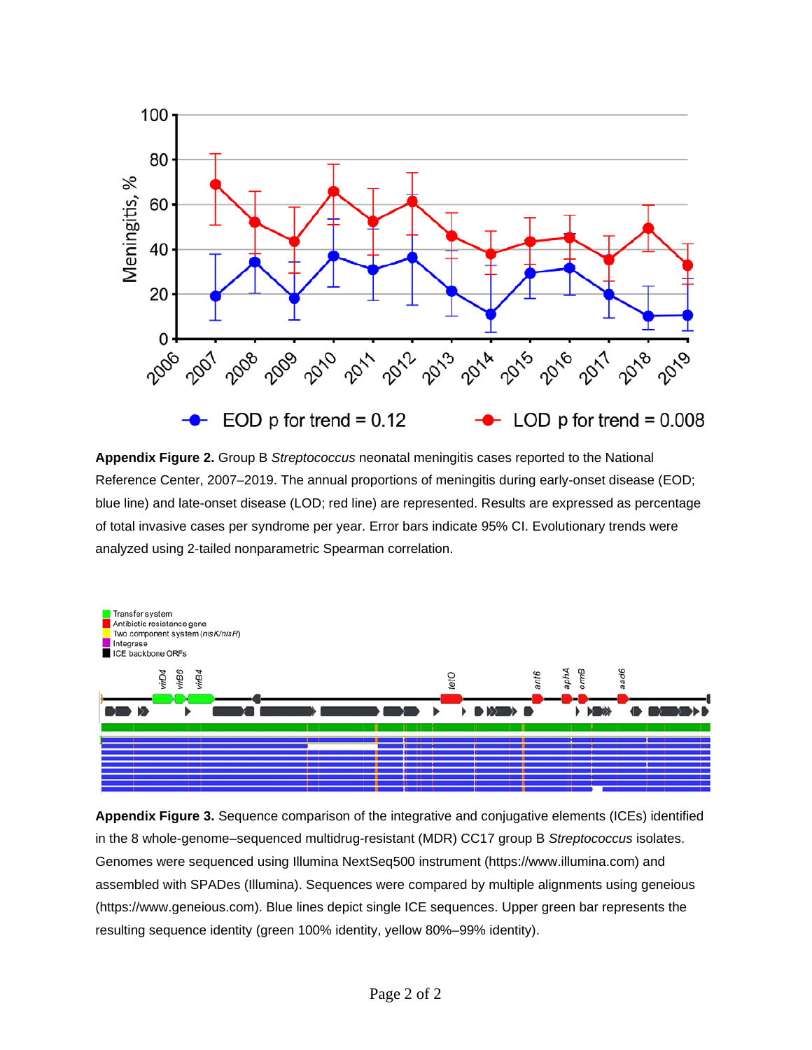100
80
60
40
20
0

Meningitis, %

2006 2007 2008 2009 2010 2011 2012 2013 2014 2015 2016 2017 2018 2019

EOD p for trend = 0.12

LOD p for trend = 0.008

**Appendix Figure 2.** Group B *Streptococcus* neonatal meningitis cases reported to the National Reference Center, 2007–2019. The annual proportions of meningitis during early-onset disease (EOD; blue line) and late-onset disease (LOD; red line) are represented. Results are expressed as percentage of total invasive cases per syndrome per year. Error bars indicate 95% CI. Evolutionary trends were analyzed using 2-tailed nonparametric Spearman correlation.

Transfer system
Antibiotic resistance gene
Two component system (*nisK/nisR*)
Integrase
ICE backbone ORFs

*virD4* *virB6* *virB4* *tetO* *ant6* *aphA* *ermB* *aad6*

**Appendix Figure 3.** Sequence comparison of the integrative and conjugative elements (ICEs) identified in the 8 whole-genome–sequenced multidrug-resistant (MDR) CC17 group B *Streptococcus* isolates. Genomes were sequenced using Illumina NextSeq500 instrument (https://www.illumina.com) and assembled with SPADes (Illumina). Sequences were compared by multiple alignments using geneious (https://www.geneious.com). Blue lines depict single ICE sequences. Upper green bar represents the resulting sequence identity (green 100% identity, yellow 80%–99% identity).